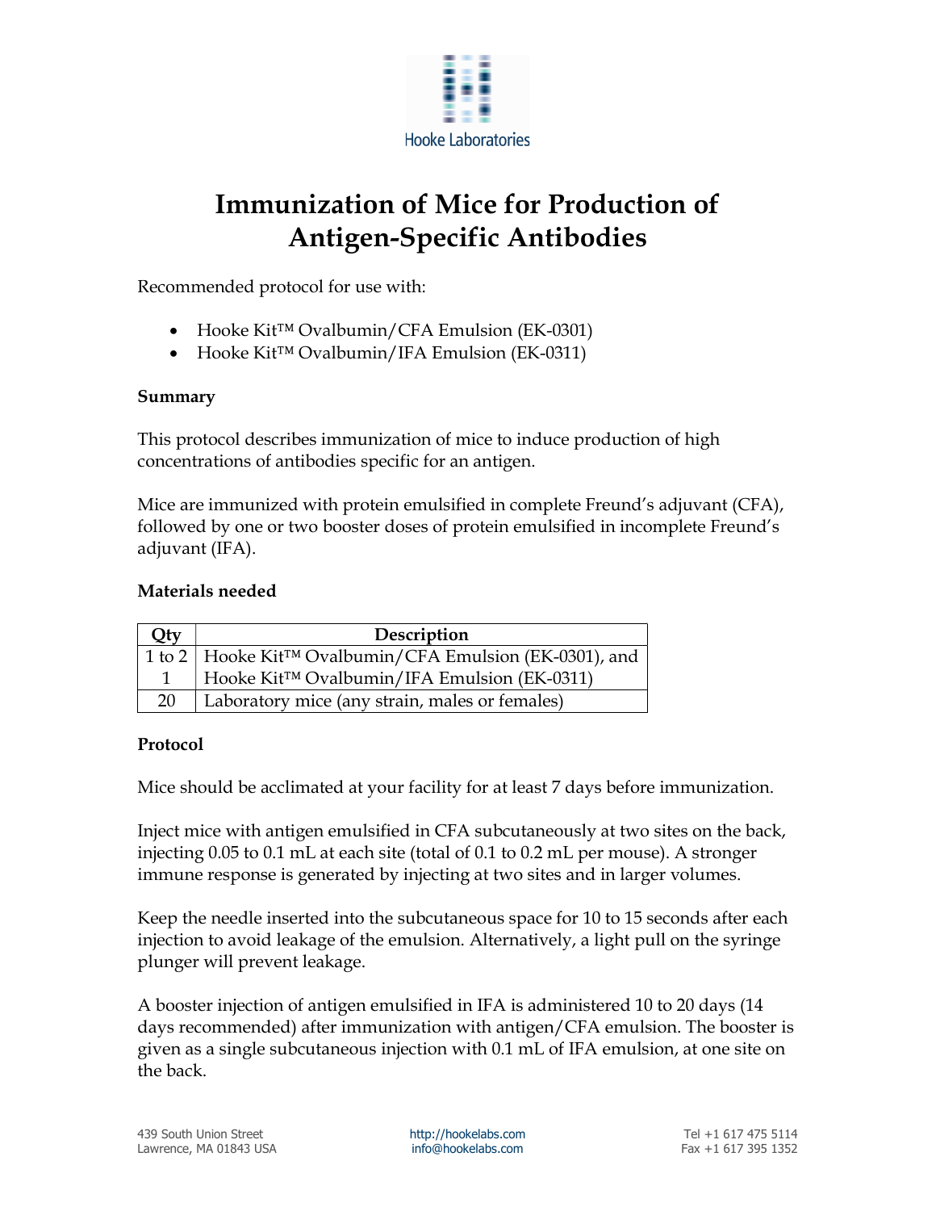Hooke Laboratories

# Immunization of Mice for Production of Antigen-Specific Antibodies

Recommended protocol for use with:

- Hooke Kit™ Ovalbumin/CFA Emulsion (EK-0301)
- Hooke Kit™ Ovalbumin/IFA Emulsion (EK-0311)

**Summary**

This protocol describes immunization of mice to induce production of high concentrations of antibodies specific for an antigen.

Mice are immunized with protein emulsified in complete Freund's adjuvant (CFA), followed by one or two booster doses of protein emulsified in incomplete Freund's adjuvant (IFA).

**Materials needed**

| Qty | Description |
|---|---|
| 1 to 2 | Hooke Kit™ Ovalbumin/CFA Emulsion (EK-0301), and |
| 1 | Hooke Kit™ Ovalbumin/IFA Emulsion (EK-0311) |
| 20 | Laboratory mice (any strain, males or females) |

**Protocol**

Mice should be acclimated at your facility for at least 7 days before immunization.

Inject mice with antigen emulsified in CFA subcutaneously at two sites on the back, injecting 0.05 to 0.1 mL at each site (total of 0.1 to 0.2 mL per mouse). A stronger immune response is generated by injecting at two sites and in larger volumes.

Keep the needle inserted into the subcutaneous space for 10 to 15 seconds after each injection to avoid leakage of the emulsion. Alternatively, a light pull on the syringe plunger will prevent leakage.

A booster injection of antigen emulsified in IFA is administered 10 to 20 days (14 days recommended) after immunization with antigen/CFA emulsion. The booster is given as a single subcutaneous injection with 0.1 mL of IFA emulsion, at one site on the back.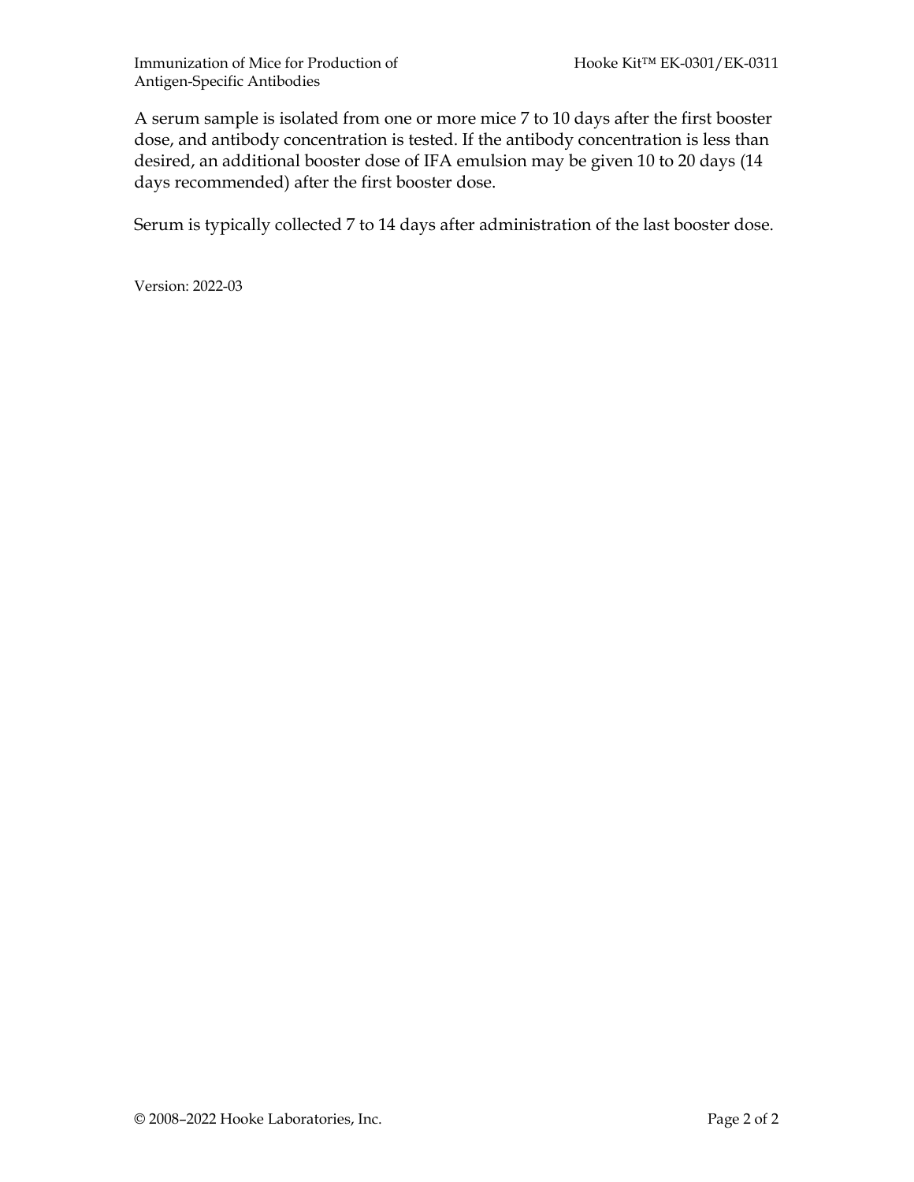A serum sample is isolated from one or more mice 7 to 10 days after the first booster dose, and antibody concentration is tested. If the antibody concentration is less than desired, an additional booster dose of IFA emulsion may be given 10 to 20 days (14 days recommended) after the first booster dose.

Serum is typically collected 7 to 14 days after administration of the last booster dose.

Version: 2022-03

© 2008–2022 Hooke Laboratories, Inc.